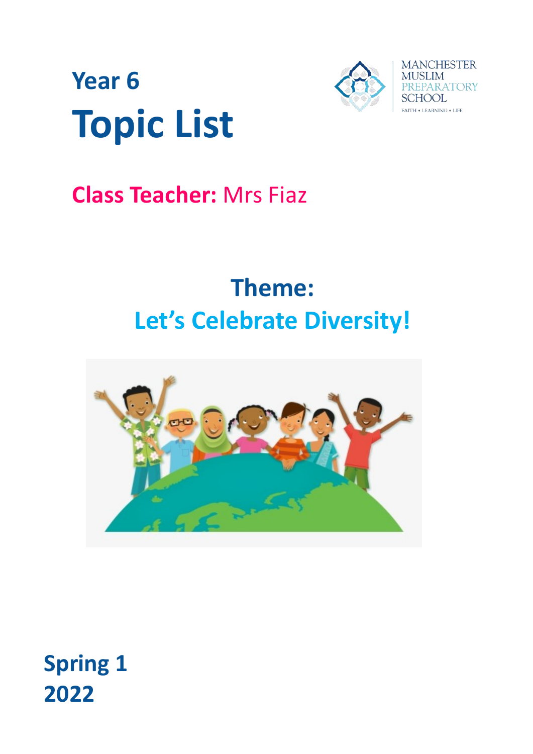# Year 6
# Topic List

MANCHESTER MUSLIM PREPARATORY SCHOOL

FAITH • LEARNING • LIFE

**Class Teacher:** Mrs Fiaz

## Theme:
## Let's Celebrate Diversity!

**Spring 1**
**2022**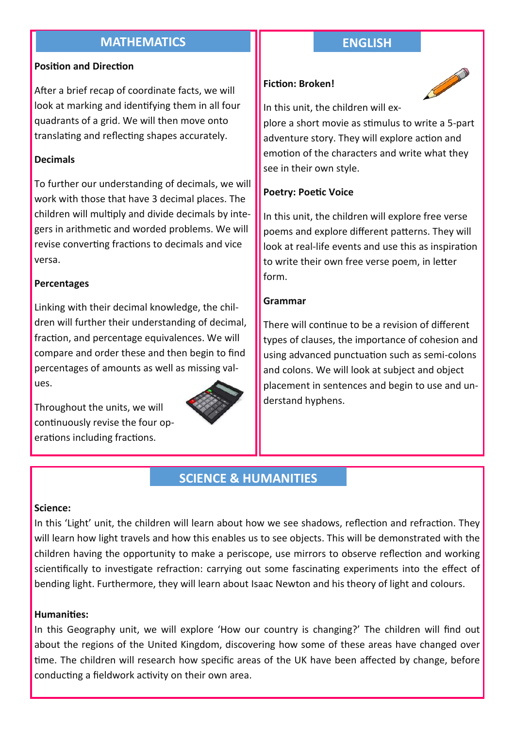## MATHEMATICS

**Position and Direction**

After a brief recap of coordinate facts, we will look at marking and identifying them in all four quadrants of a grid. We will then move onto translating and reflecting shapes accurately.

**Decimals**

To further our understanding of decimals, we will work with those that have 3 decimal places. The children will multiply and divide decimals by integers in arithmetic and worded problems. We will revise converting fractions to decimals and vice versa.

**Percentages**

Linking with their decimal knowledge, the children will further their understanding of decimal, fraction, and percentage equivalences. We will compare and order these and then begin to find percentages of amounts as well as missing values.

Throughout the units, we will continuously revise the four operations including fractions.

## ENGLISH

**Fiction: Broken!**

In this unit, the children will explore a short movie as stimulus to write a 5-part adventure story. They will explore action and emotion of the characters and write what they see in their own style.

**Poetry: Poetic Voice**

In this unit, the children will explore free verse poems and explore different patterns. They will look at real-life events and use this as inspiration to write their own free verse poem, in letter form.

**Grammar**

There will continue to be a revision of different types of clauses, the importance of cohesion and using advanced punctuation such as semi-colons and colons. We will look at subject and object placement in sentences and begin to use and understand hyphens.

## SCIENCE & HUMANITIES

**Science:**

In this 'Light' unit, the children will learn about how we see shadows, reflection and refraction. They will learn how light travels and how this enables us to see objects. This will be demonstrated with the children having the opportunity to make a periscope, use mirrors to observe reflection and working scientifically to investigate refraction: carrying out some fascinating experiments into the effect of bending light. Furthermore, they will learn about Isaac Newton and his theory of light and colours.

**Humanities:**

In this Geography unit, we will explore 'How our country is changing?' The children will find out about the regions of the United Kingdom, discovering how some of these areas have changed over time. The children will research how specific areas of the UK have been affected by change, before conducting a fieldwork activity on their own area.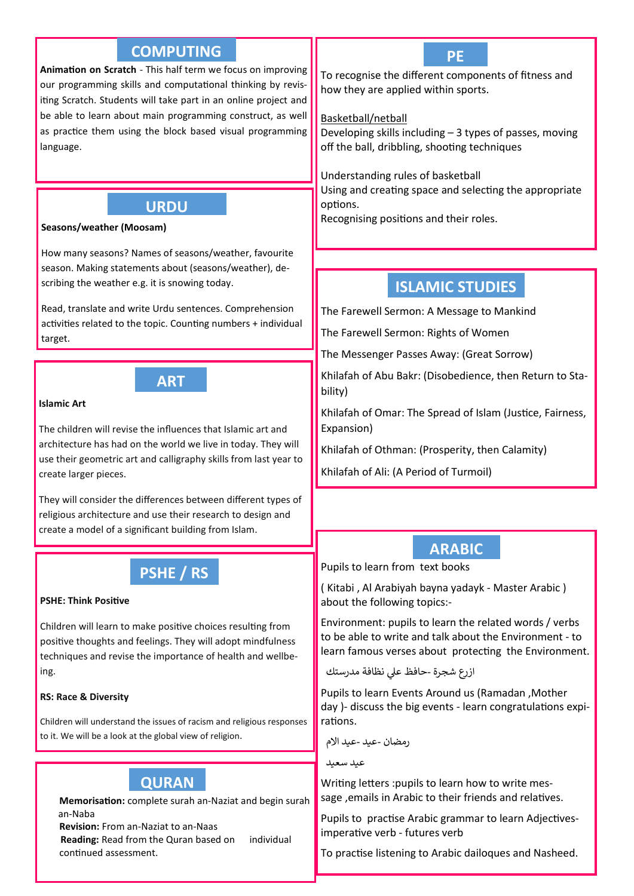## COMPUTING

**Animation on Scratch** - This half term we focus on improving our programming skills and computational thinking by revisiting Scratch. Students will take part in an online project and be able to learn about main programming construct, as well as practice them using the block based visual programming language.

## URDU

**Seasons/weather (Moosam)**

How many seasons? Names of seasons/weather, favourite season. Making statements about (seasons/weather), describing the weather e.g. it is snowing today.

Read, translate and write Urdu sentences. Comprehension activities related to the topic. Counting numbers + individual target.

## ART

**Islamic Art**

The children will revise the influences that Islamic art and architecture has had on the world we live in today. They will use their geometric art and calligraphy skills from last year to create larger pieces.

They will consider the differences between different types of religious architecture and use their research to design and create a model of a significant building from Islam.

## PSHE / RS

**PSHE: Think Positive**

Children will learn to make positive choices resulting from positive thoughts and feelings. They will adopt mindfulness techniques and revise the importance of health and wellbeing.

**RS: Race & Diversity**

Children will understand the issues of racism and religious responses to it. We will be a look at the global view of religion.

## QURAN

**Memorisation:** complete surah an-Naziat and begin surah an-Naba
**Revision:** From an-Naziat to an-Naas
**Reading:** Read from the Quran based on individual continued assessment.

## PE

To recognise the different components of fitness and how they are applied within sports.

Basketball/netball
Developing skills including – 3 types of passes, moving off the ball, dribbling, shooting techniques

Understanding rules of basketball
Using and creating space and selecting the appropriate options.
Recognising positions and their roles.

## ISLAMIC STUDIES

The Farewell Sermon: A Message to Mankind

The Farewell Sermon: Rights of Women

The Messenger Passes Away: (Great Sorrow)

Khilafah of Abu Bakr: (Disobedience, then Return to Stability)

Khilafah of Omar: The Spread of Islam (Justice, Fairness, Expansion)

Khilafah of Othman: (Prosperity, then Calamity)

Khilafah of Ali: (A Period of Turmoil)

## ARABIC

Pupils to learn from text books

( Kitabi , Al Arabiyah bayna yadayk - Master Arabic ) about the following topics:-

Environment: pupils to learn the related words / verbs to be able to write and talk about the Environment - to learn famous verses about protecting the Environment.

ازرع شجرة -حافظ علي نظافة مدرستك

Pupils to learn Events Around us (Ramadan ,Mother day )- discuss the big events - learn congratulations expirations.

رمضان -عيد -عيد الام

عيد سعيد

Writing letters :pupils to learn how to write message ,emails in Arabic to their friends and relatives.

Pupils to practise Arabic grammar to learn Adjectives- imperative verb - futures verb

To practise listening to Arabic dailoques and Nasheed.